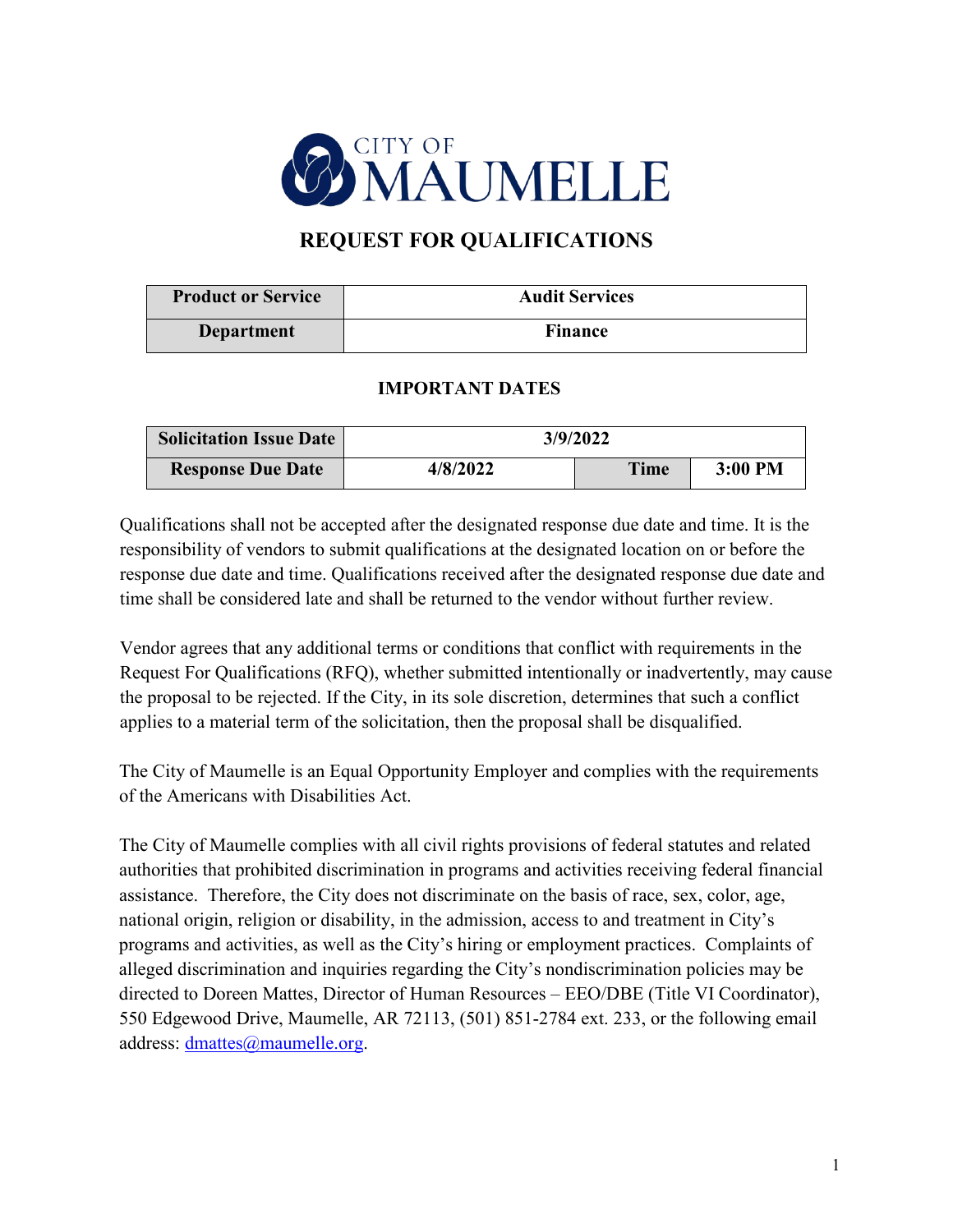CITY OF MAUMELLE

# REQUEST FOR QUALIFICATIONS

| Product or Service | Audit Services |
|---|---|
| Department | Finance |

### IMPORTANT DATES

| Solicitation Issue Date | 3/9/2022 | | |
|---|---|---|---|
| Response Due Date | 4/8/2022 | Time | 3:00 PM |

Qualifications shall not be accepted after the designated response due date and time. It is the responsibility of vendors to submit qualifications at the designated location on or before the response due date and time. Qualifications received after the designated response due date and time shall be considered late and shall be returned to the vendor without further review.

Vendor agrees that any additional terms or conditions that conflict with requirements in the Request For Qualifications (RFQ), whether submitted intentionally or inadvertently, may cause the proposal to be rejected. If the City, in its sole discretion, determines that such a conflict applies to a material term of the solicitation, then the proposal shall be disqualified.

The City of Maumelle is an Equal Opportunity Employer and complies with the requirements of the Americans with Disabilities Act.

The City of Maumelle complies with all civil rights provisions of federal statutes and related authorities that prohibited discrimination in programs and activities receiving federal financial assistance. Therefore, the City does not discriminate on the basis of race, sex, color, age, national origin, religion or disability, in the admission, access to and treatment in City's programs and activities, as well as the City's hiring or employment practices. Complaints of alleged discrimination and inquiries regarding the City's nondiscrimination policies may be directed to Doreen Mattes, Director of Human Resources – EEO/DBE (Title VI Coordinator), 550 Edgewood Drive, Maumelle, AR 72113, (501) 851-2784 ext. 233, or the following email address: dmattes@maumelle.org.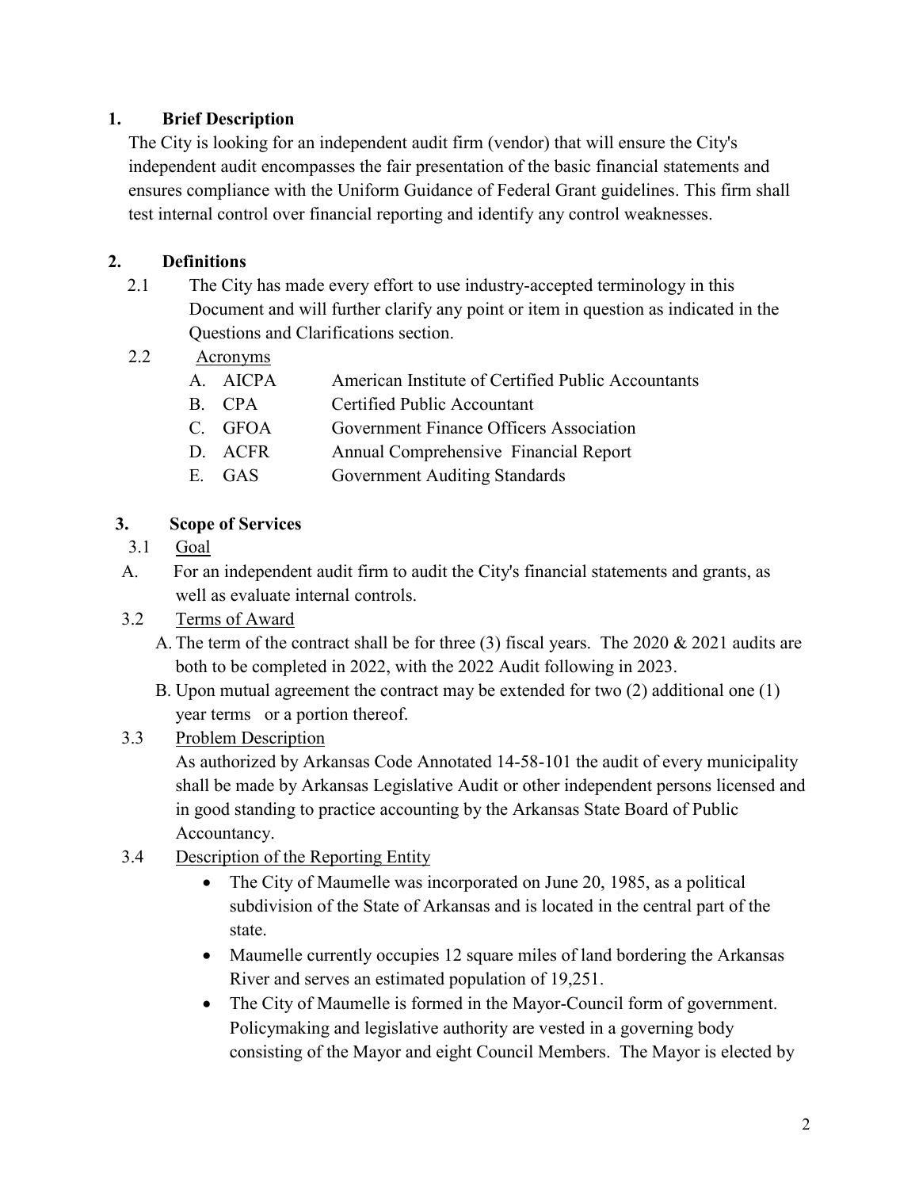## 1. Brief Description

The City is looking for an independent audit firm (vendor) that will ensure the City's independent audit encompasses the fair presentation of the basic financial statements and ensures compliance with the Uniform Guidance of Federal Grant guidelines. This firm shall test internal control over financial reporting and identify any control weaknesses.

## 2. Definitions

2.1 The City has made every effort to use industry-accepted terminology in this Document and will further clarify any point or item in question as indicated in the Questions and Clarifications section.

2.2 Acronyms

| | | |
|---|---|---|
| A. | AICPA | American Institute of Certified Public Accountants |
| B. | CPA | Certified Public Accountant |
| C. | GFOA | Government Finance Officers Association |
| D. | ACFR | Annual Comprehensive Financial Report |
| E. | GAS | Government Auditing Standards |

## 3. Scope of Services

3.1 Goal

A. For an independent audit firm to audit the City's financial statements and grants, as well as evaluate internal controls.

3.2 Terms of Award

A. The term of the contract shall be for three (3) fiscal years. The 2020 & 2021 audits are both to be completed in 2022, with the 2022 Audit following in 2023.

B. Upon mutual agreement the contract may be extended for two (2) additional one (1) year terms or a portion thereof.

3.3 Problem Description

As authorized by Arkansas Code Annotated 14-58-101 the audit of every municipality shall be made by Arkansas Legislative Audit or other independent persons licensed and in good standing to practice accounting by the Arkansas State Board of Public Accountancy.

3.4 Description of the Reporting Entity

- The City of Maumelle was incorporated on June 20, 1985, as a political subdivision of the State of Arkansas and is located in the central part of the state.
- Maumelle currently occupies 12 square miles of land bordering the Arkansas River and serves an estimated population of 19,251.
- The City of Maumelle is formed in the Mayor-Council form of government. Policymaking and legislative authority are vested in a governing body consisting of the Mayor and eight Council Members. The Mayor is elected by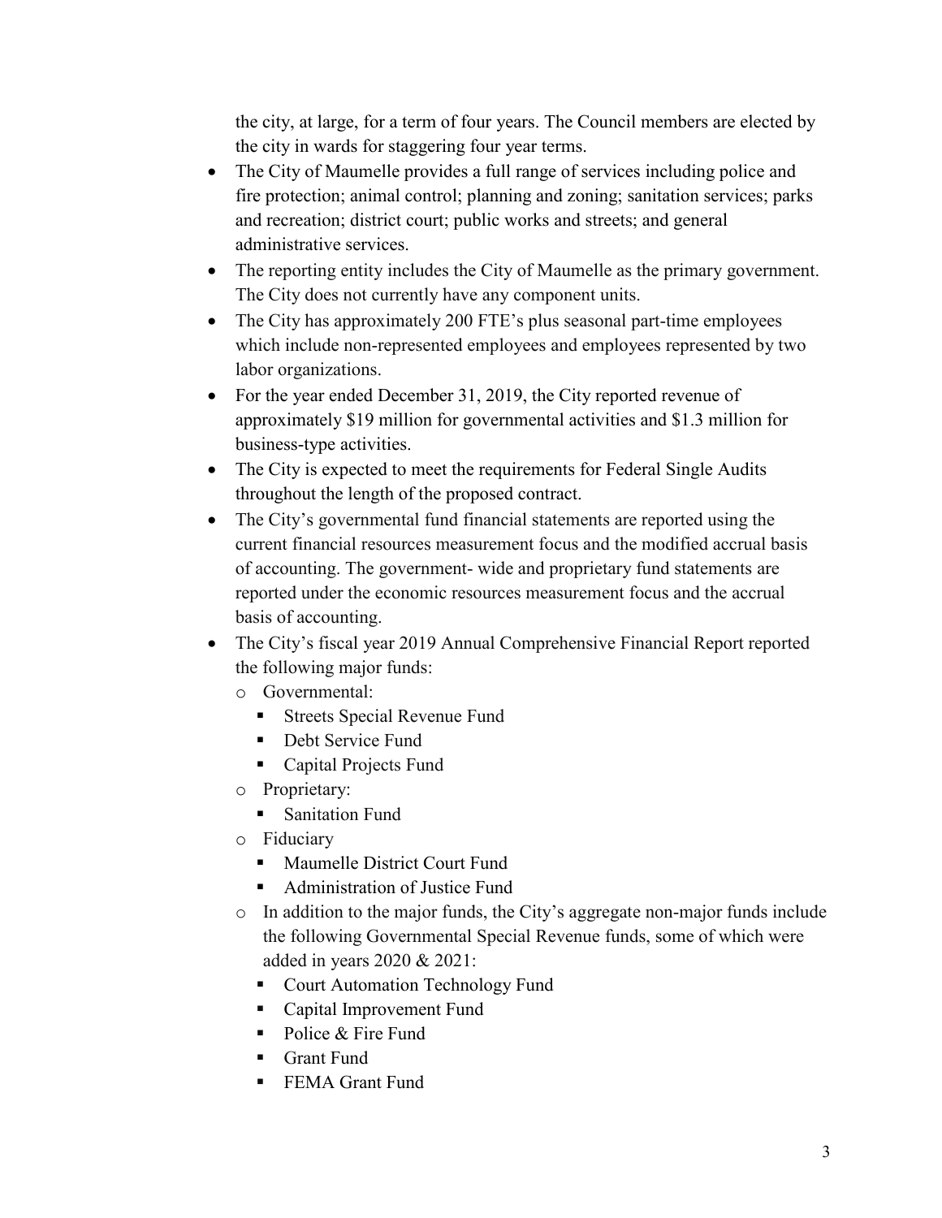the city, at large, for a term of four years. The Council members are elected by the city in wards for staggering four year terms.

- The City of Maumelle provides a full range of services including police and fire protection; animal control; planning and zoning; sanitation services; parks and recreation; district court; public works and streets; and general administrative services.
- The reporting entity includes the City of Maumelle as the primary government. The City does not currently have any component units.
- The City has approximately 200 FTE's plus seasonal part-time employees which include non-represented employees and employees represented by two labor organizations.
- For the year ended December 31, 2019, the City reported revenue of approximately $19 million for governmental activities and $1.3 million for business-type activities.
- The City is expected to meet the requirements for Federal Single Audits throughout the length of the proposed contract.
- The City's governmental fund financial statements are reported using the current financial resources measurement focus and the modified accrual basis of accounting. The government- wide and proprietary fund statements are reported under the economic resources measurement focus and the accrual basis of accounting.
- The City's fiscal year 2019 Annual Comprehensive Financial Report reported the following major funds:
  - Governmental:
    - Streets Special Revenue Fund
    - Debt Service Fund
    - Capital Projects Fund
  - Proprietary:
    - Sanitation Fund
  - Fiduciary
    - Maumelle District Court Fund
    - Administration of Justice Fund
  - In addition to the major funds, the City's aggregate non-major funds include the following Governmental Special Revenue funds, some of which were added in years 2020 & 2021:
    - Court Automation Technology Fund
    - Capital Improvement Fund
    - Police & Fire Fund
    - Grant Fund
    - FEMA Grant Fund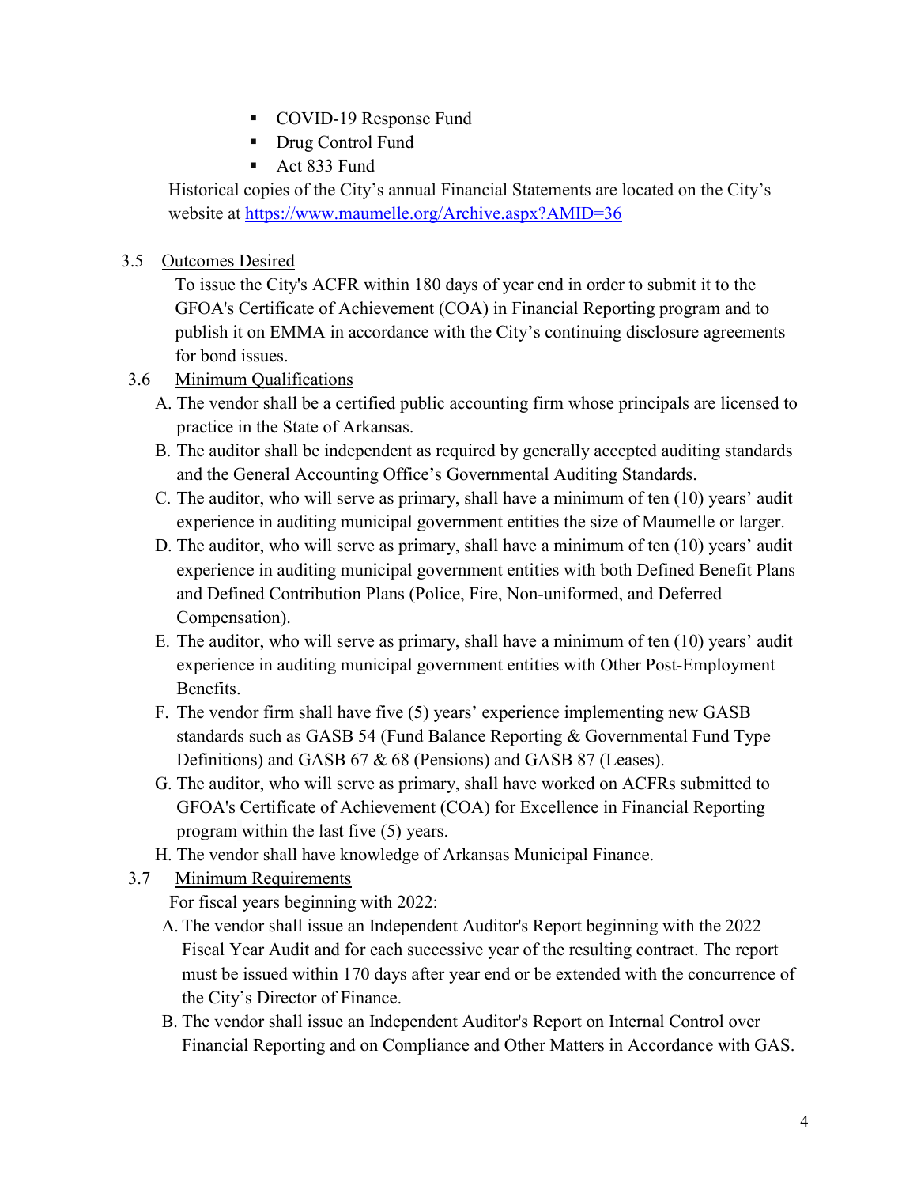- COVID-19 Response Fund
- Drug Control Fund
- Act 833 Fund

Historical copies of the City's annual Financial Statements are located on the City's website at [https://www.maumelle.org/Archive.aspx?AMID=36](https://www.maumelle.org/Archive.aspx?AMID=36)

3.5 Outcomes Desired

To issue the City's ACFR within 180 days of year end in order to submit it to the GFOA's Certificate of Achievement (COA) in Financial Reporting program and to publish it on EMMA in accordance with the City's continuing disclosure agreements for bond issues.

3.6 Minimum Qualifications

A. The vendor shall be a certified public accounting firm whose principals are licensed to practice in the State of Arkansas.

B. The auditor shall be independent as required by generally accepted auditing standards and the General Accounting Office's Governmental Auditing Standards.

C. The auditor, who will serve as primary, shall have a minimum of ten (10) years' audit experience in auditing municipal government entities the size of Maumelle or larger.

D. The auditor, who will serve as primary, shall have a minimum of ten (10) years' audit experience in auditing municipal government entities with both Defined Benefit Plans and Defined Contribution Plans (Police, Fire, Non-uniformed, and Deferred Compensation).

E. The auditor, who will serve as primary, shall have a minimum of ten (10) years' audit experience in auditing municipal government entities with Other Post-Employment Benefits.

F. The vendor firm shall have five (5) years' experience implementing new GASB standards such as GASB 54 (Fund Balance Reporting & Governmental Fund Type Definitions) and GASB 67 & 68 (Pensions) and GASB 87 (Leases).

G. The auditor, who will serve as primary, shall have worked on ACFRs submitted to GFOA's Certificate of Achievement (COA) for Excellence in Financial Reporting program within the last five (5) years.

H. The vendor shall have knowledge of Arkansas Municipal Finance.

3.7 Minimum Requirements

For fiscal years beginning with 2022:

A. The vendor shall issue an Independent Auditor's Report beginning with the 2022 Fiscal Year Audit and for each successive year of the resulting contract. The report must be issued within 170 days after year end or be extended with the concurrence of the City's Director of Finance.

B. The vendor shall issue an Independent Auditor's Report on Internal Control over Financial Reporting and on Compliance and Other Matters in Accordance with GAS.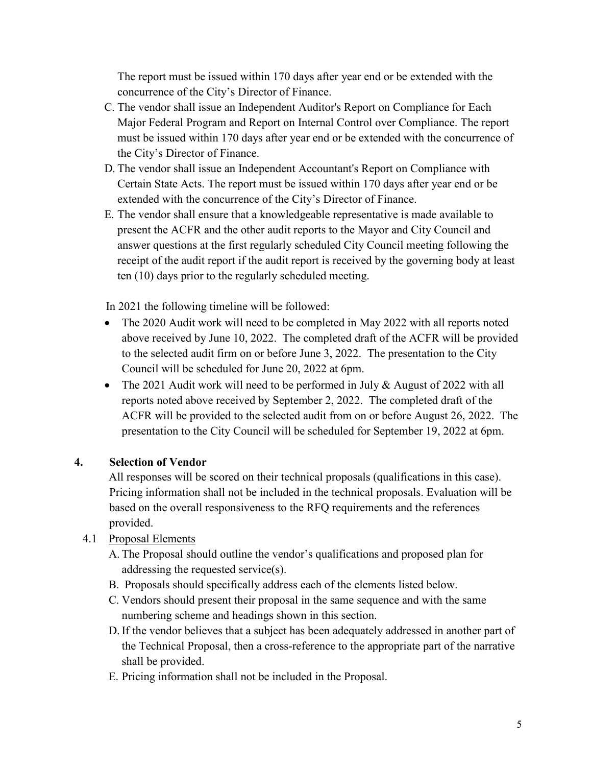The report must be issued within 170 days after year end or be extended with the concurrence of the City's Director of Finance.

C. The vendor shall issue an Independent Auditor's Report on Compliance for Each Major Federal Program and Report on Internal Control over Compliance. The report must be issued within 170 days after year end or be extended with the concurrence of the City's Director of Finance.

D. The vendor shall issue an Independent Accountant's Report on Compliance with Certain State Acts. The report must be issued within 170 days after year end or be extended with the concurrence of the City's Director of Finance.

E. The vendor shall ensure that a knowledgeable representative is made available to present the ACFR and the other audit reports to the Mayor and City Council and answer questions at the first regularly scheduled City Council meeting following the receipt of the audit report if the audit report is received by the governing body at least ten (10) days prior to the regularly scheduled meeting.

In 2021 the following timeline will be followed:

- The 2020 Audit work will need to be completed in May 2022 with all reports noted above received by June 10, 2022. The completed draft of the ACFR will be provided to the selected audit firm on or before June 3, 2022. The presentation to the City Council will be scheduled for June 20, 2022 at 6pm.
- The 2021 Audit work will need to be performed in July & August of 2022 with all reports noted above received by September 2, 2022. The completed draft of the ACFR will be provided to the selected audit from on or before August 26, 2022. The presentation to the City Council will be scheduled for September 19, 2022 at 6pm.

## 4. Selection of Vendor

All responses will be scored on their technical proposals (qualifications in this case). Pricing information shall not be included in the technical proposals. Evaluation will be based on the overall responsiveness to the RFQ requirements and the references provided.

4.1 <u>Proposal Elements</u>

A. The Proposal should outline the vendor's qualifications and proposed plan for addressing the requested service(s).

B. Proposals should specifically address each of the elements listed below.

C. Vendors should present their proposal in the same sequence and with the same numbering scheme and headings shown in this section.

D. If the vendor believes that a subject has been adequately addressed in another part of the Technical Proposal, then a cross-reference to the appropriate part of the narrative shall be provided.

E. Pricing information shall not be included in the Proposal.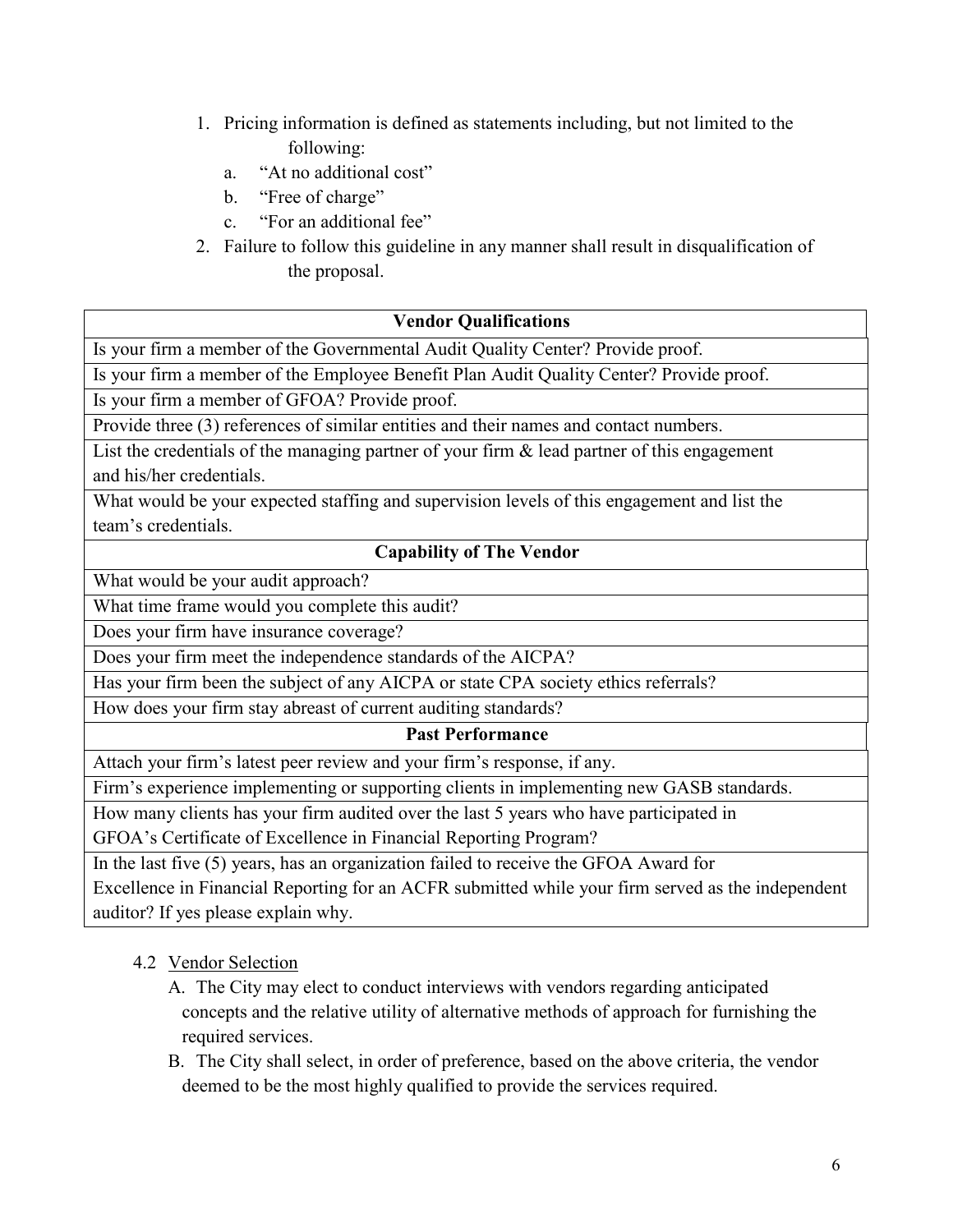1. Pricing information is defined as statements including, but not limited to the following:
   a. "At no additional cost"
   b. "Free of charge"
   c. "For an additional fee"
2. Failure to follow this guideline in any manner shall result in disqualification of the proposal.

| **Vendor Qualifications** |
|---|
| Is your firm a member of the Governmental Audit Quality Center? Provide proof. |
| Is your firm a member of the Employee Benefit Plan Audit Quality Center? Provide proof. |
| Is your firm a member of GFOA? Provide proof. |
| Provide three (3) references of similar entities and their names and contact numbers. |
| List the credentials of the managing partner of your firm & lead partner of this engagement and his/her credentials. |
| What would be your expected staffing and supervision levels of this engagement and list the team's credentials. |
| **Capability of The Vendor** |
| What would be your audit approach? |
| What time frame would you complete this audit? |
| Does your firm have insurance coverage? |
| Does your firm meet the independence standards of the AICPA? |
| Has your firm been the subject of any AICPA or state CPA society ethics referrals? |
| How does your firm stay abreast of current auditing standards? |
| **Past Performance** |
| Attach your firm's latest peer review and your firm's response, if any. |
| Firm's experience implementing or supporting clients in implementing new GASB standards. |
| How many clients has your firm audited over the last 5 years who have participated in GFOA's Certificate of Excellence in Financial Reporting Program? |
| In the last five (5) years, has an organization failed to receive the GFOA Award for Excellence in Financial Reporting for an ACFR submitted while your firm served as the independent auditor? If yes please explain why. |

4.2 Vendor Selection

A. The City may elect to conduct interviews with vendors regarding anticipated concepts and the relative utility of alternative methods of approach for furnishing the required services.

B. The City shall select, in order of preference, based on the above criteria, the vendor deemed to be the most highly qualified to provide the services required.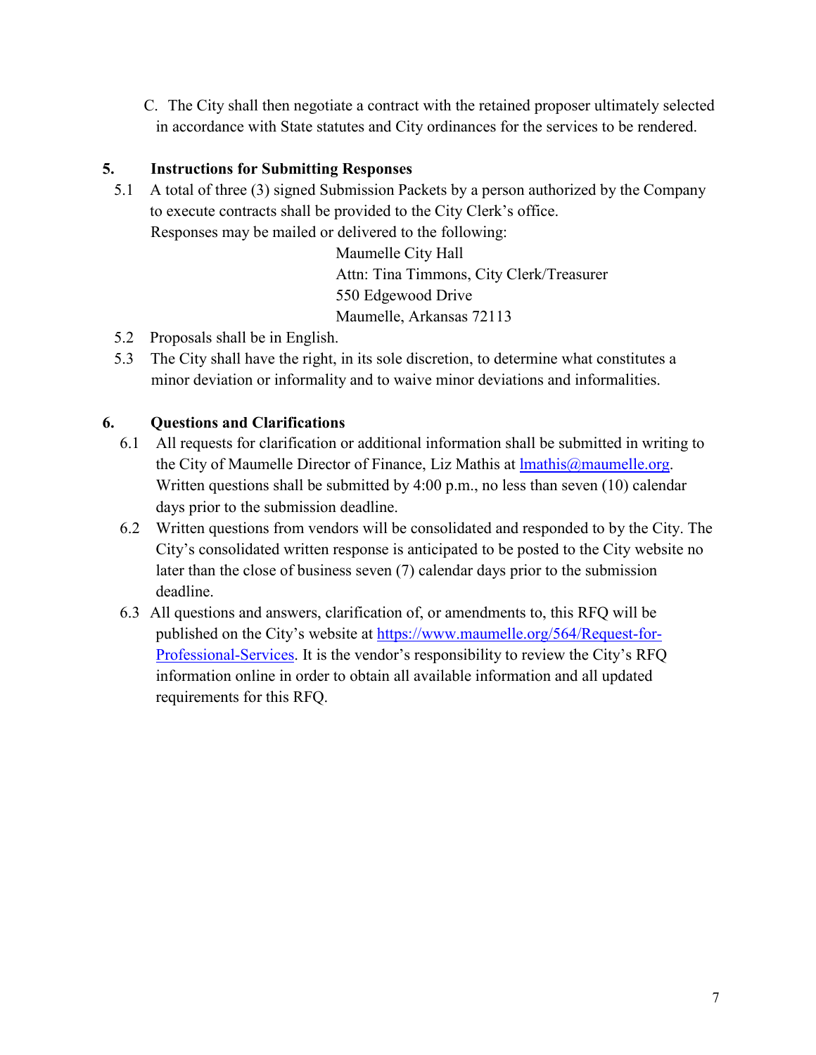C. The City shall then negotiate a contract with the retained proposer ultimately selected in accordance with State statutes and City ordinances for the services to be rendered.

## 5. Instructions for Submitting Responses

5.1 A total of three (3) signed Submission Packets by a person authorized by the Company to execute contracts shall be provided to the City Clerk's office.
Responses may be mailed or delivered to the following:

Maumelle City Hall
Attn: Tina Timmons, City Clerk/Treasurer
550 Edgewood Drive
Maumelle, Arkansas 72113

5.2 Proposals shall be in English.

5.3 The City shall have the right, in its sole discretion, to determine what constitutes a minor deviation or informality and to waive minor deviations and informalities.

## 6. Questions and Clarifications

6.1 All requests for clarification or additional information shall be submitted in writing to the City of Maumelle Director of Finance, Liz Mathis at lmathis@maumelle.org. Written questions shall be submitted by 4:00 p.m., no less than seven (10) calendar days prior to the submission deadline.

6.2 Written questions from vendors will be consolidated and responded to by the City. The City's consolidated written response is anticipated to be posted to the City website no later than the close of business seven (7) calendar days prior to the submission deadline.

6.3 All questions and answers, clarification of, or amendments to, this RFQ will be published on the City's website at https://www.maumelle.org/564/Request-for-Professional-Services. It is the vendor's responsibility to review the City's RFQ information online in order to obtain all available information and all updated requirements for this RFQ.